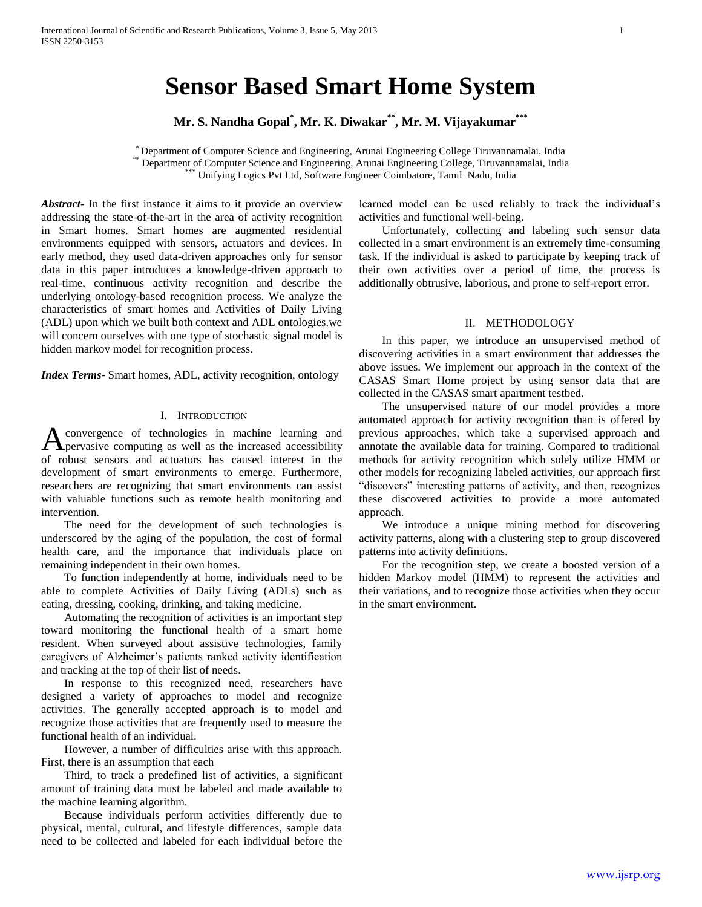# Sensor Based Smart Home System

**Mr. S. Nandha Gopal[*], Mr. K. Diwakar[**], Mr. M. Vijayakumar[***]**

[*] Department of Computer Science and Engineering, Arunai Engineering College Tiruvannamalai, India
[**] Department of Computer Science and Engineering, Arunai Engineering College, Tiruvannamalai, India
[***] Unifying Logics Pvt Ltd, Software Engineer Coimbatore, Tamil Nadu, India

***Abstract-*** In the first instance it aims to it provide an overview addressing the state-of-the-art in the area of activity recognition in Smart homes. Smart homes are augmented residential environments equipped with sensors, actuators and devices. In early method, they used data-driven approaches only for sensor data in this paper introduces a knowledge-driven approach to real-time, continuous activity recognition and describe the underlying ontology-based recognition process. We analyze the characteristics of smart homes and Activities of Daily Living (ADL) upon which we built both context and ADL ontologies.we will concern ourselves with one type of stochastic signal model is hidden markov model for recognition process.

***Index Terms-*** Smart homes, ADL, activity recognition, ontology

## I. Introduction

A convergence of technologies in machine learning and pervasive computing as well as the increased accessibility of robust sensors and actuators has caused interest in the development of smart environments to emerge. Furthermore, researchers are recognizing that smart environments can assist with valuable functions such as remote health monitoring and intervention.

The need for the development of such technologies is underscored by the aging of the population, the cost of formal health care, and the importance that individuals place on remaining independent in their own homes.

To function independently at home, individuals need to be able to complete Activities of Daily Living (ADLs) such as eating, dressing, cooking, drinking, and taking medicine.

Automating the recognition of activities is an important step toward monitoring the functional health of a smart home resident. When surveyed about assistive technologies, family caregivers of Alzheimer's patients ranked activity identification and tracking at the top of their list of needs.

In response to this recognized need, researchers have designed a variety of approaches to model and recognize activities. The generally accepted approach is to model and recognize those activities that are frequently used to measure the functional health of an individual.

However, a number of difficulties arise with this approach. First, there is an assumption that each

Third, to track a predefined list of activities, a significant amount of training data must be labeled and made available to the machine learning algorithm.

Because individuals perform activities differently due to physical, mental, cultural, and lifestyle differences, sample data need to be collected and labeled for each individual before the learned model can be used reliably to track the individual's activities and functional well-being.

Unfortunately, collecting and labeling such sensor data collected in a smart environment is an extremely time-consuming task. If the individual is asked to participate by keeping track of their own activities over a period of time, the process is additionally obtrusive, laborious, and prone to self-report error.

## II. Methodology

In this paper, we introduce an unsupervised method of discovering activities in a smart environment that addresses the above issues. We implement our approach in the context of the CASAS Smart Home project by using sensor data that are collected in the CASAS smart apartment testbed.

The unsupervised nature of our model provides a more automated approach for activity recognition than is offered by previous approaches, which take a supervised approach and annotate the available data for training. Compared to traditional methods for activity recognition which solely utilize HMM or other models for recognizing labeled activities, our approach first "discovers" interesting patterns of activity, and then, recognizes these discovered activities to provide a more automated approach.

We introduce a unique mining method for discovering activity patterns, along with a clustering step to group discovered patterns into activity definitions.

For the recognition step, we create a boosted version of a hidden Markov model (HMM) to represent the activities and their variations, and to recognize those activities when they occur in the smart environment.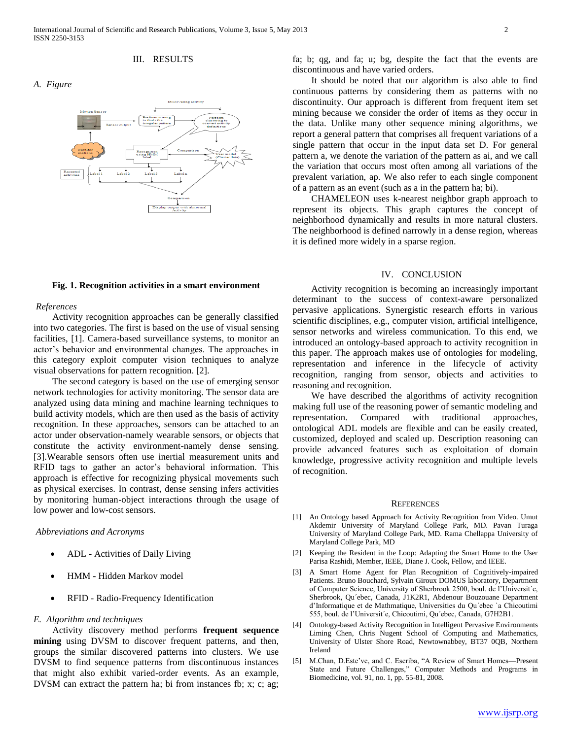## III. RESULTS

### A. Figure

**Fig. 1. Recognition activities in a smart environment**

#### References

Activity recognition approaches can be generally classified into two categories. The first is based on the use of visual sensing facilities, [1]. Camera-based surveillance systems, to monitor an actor's behavior and environmental changes. The approaches in this category exploit computer vision techniques to analyze visual observations for pattern recognition. [2].

The second category is based on the use of emerging sensor network technologies for activity monitoring. The sensor data are analyzed using data mining and machine learning techniques to build activity models, which are then used as the basis of activity recognition. In these approaches, sensors can be attached to an actor under observation-namely wearable sensors, or objects that constitute the activity environment-namely dense sensing. [3].Wearable sensors often use inertial measurement units and RFID tags to gather an actor's behavioral information. This approach is effective for recognizing physical movements such as physical exercises. In contrast, dense sensing infers activities by monitoring human-object interactions through the usage of low power and low-cost sensors.

#### Abbreviations and Acronyms

- ADL - Activities of Daily Living
- HMM - Hidden Markov model
- RFID - Radio-Frequency Identification

### E. Algorithm and techniques

Activity discovery method performs **frequent sequence mining** using DVSM to discover frequent patterns, and then, groups the similar discovered patterns into clusters. We use DVSM to find sequence patterns from discontinuous instances that might also exhibit varied-order events. As an example, DVSM can extract the pattern ha; bi from instances fb; x; c; ag; fa; b; qg, and fa; u; bg, despite the fact that the events are discontinuous and have varied orders.

It should be noted that our algorithm is also able to find continuous patterns by considering them as patterns with no discontinuity. Our approach is different from frequent item set mining because we consider the order of items as they occur in the data. Unlike many other sequence mining algorithms, we report a general pattern that comprises all frequent variations of a single pattern that occur in the input data set D. For general pattern a, we denote the variation of the pattern as ai, and we call the variation that occurs most often among all variations of the prevalent variation, ap. We also refer to each single component of a pattern as an event (such as a in the pattern ha; bi).

CHAMELEON uses k-nearest neighbor graph approach to represent its objects. This graph captures the concept of neighborhood dynamically and results in more natural clusters. The neighborhood is defined narrowly in a dense region, whereas it is defined more widely in a sparse region.

## IV. CONCLUSION

Activity recognition is becoming an increasingly important determinant to the success of context-aware personalized pervasive applications. Synergistic research efforts in various scientific disciplines, e.g., computer vision, artificial intelligence, sensor networks and wireless communication. To this end, we introduced an ontology-based approach to activity recognition in this paper. The approach makes use of ontologies for modeling, representation and inference in the lifecycle of activity recognition, ranging from sensor, objects and activities to reasoning and recognition.

We have described the algorithms of activity recognition making full use of the reasoning power of semantic modeling and representation. Compared with traditional approaches, ontological ADL models are flexible and can be easily created, customized, deployed and scaled up. Description reasoning can provide advanced features such as exploitation of domain knowledge, progressive activity recognition and multiple levels of recognition.

## REFERENCES

[1] An Ontology based Approach for Activity Recognition from Video. Umut Akdemir University of Maryland College Park, MD. Pavan Turaga University of Maryland College Park, MD. Rama Chellappa University of Maryland College Park, MD

[2] Keeping the Resident in the Loop: Adapting the Smart Home to the User Parisa Rashidi, Member, IEEE, Diane J. Cook, Fellow, and IEEE.

[3] A Smart Home Agent for Plan Recognition of Cognitively-impaired Patients. Bruno Bouchard, Sylvain Giroux DOMUS laboratory, Department of Computer Science, University of Sherbrook 2500, boul. de l'Universit´e, Sherbrook, Qu´ebec, Canada, J1K2R1, Abdenour Bouzouane Department d'Informatique et de Mathmatique, Universities du Qu´ebec `a Chicoutimi 555, boul. de l'Universit´e, Chicoutimi, Qu´ebec, Canada, G7H2B1.

[4] Ontology-based Activity Recognition in Intelligent Pervasive Environments Liming Chen, Chris Nugent School of Computing and Mathematics, University of Ulster Shore Road, Newtownabbey, BT37 0QB, Northern Ireland

[5] M.Chan, D.Este've, and C. Escriba, "A Review of Smart Homes—Present State and Future Challenges," Computer Methods and Programs in Biomedicine, vol. 91, no. 1, pp. 55-81, 2008.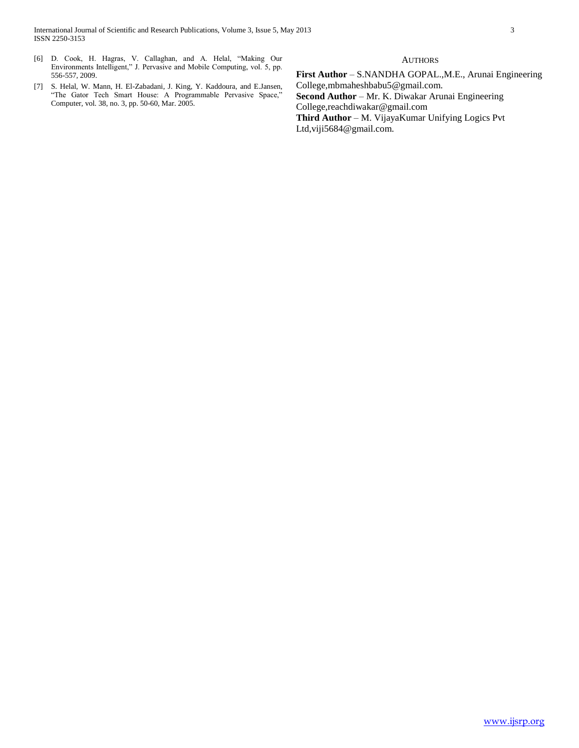[6] D. Cook, H. Hagras, V. Callaghan, and A. Helal, "Making Our Environments Intelligent," J. Pervasive and Mobile Computing, vol. 5, pp. 556-557, 2009.

[7] S. Helal, W. Mann, H. El-Zabadani, J. King, Y. Kaddoura, and E.Jansen, "The Gator Tech Smart House: A Programmable Pervasive Space," Computer, vol. 38, no. 3, pp. 50-60, Mar. 2005.

## AUTHORS

**First Author** – S.NANDHA GOPAL.,M.E., Arunai Engineering College,mbmaheshbabu5@gmail.com.
**Second Author** – Mr. K. Diwakar Arunai Engineering College,reachdiwakar@gmail.com
**Third Author** – M. VijayaKumar Unifying Logics Pvt Ltd,viji5684@gmail.com.